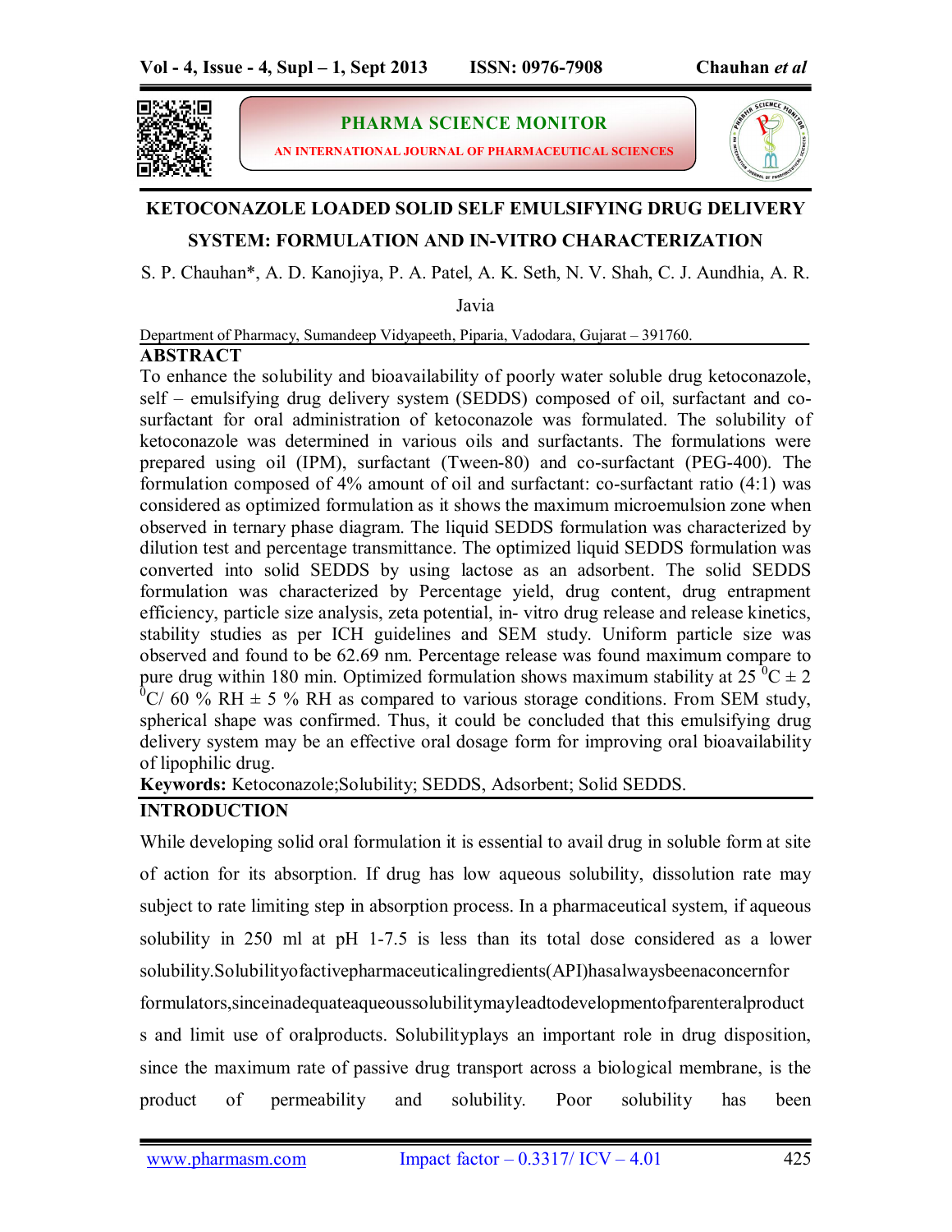**PHARMA SCIENCE MONITOR**

**AN INTERNATIONAL JOURNAL OF PHARMACEUTICAL SCIENCES**

# KETOCONAZOLE LOADED SOLID SELF EMULSIFYING DRUG DELIVERY SYSTEM: FORMULATION AND IN-VITRO CHARACTERIZATION

S. P. Chauhan*, A. D. Kanojiya, P. A. Patel, A. K. Seth, N. V. Shah, C. J. Aundhia, A. R. Javia

Department of Pharmacy, Sumandeep Vidyapeeth, Piparia, Vadodara, Gujarat – 391760.

## ABSTRACT

To enhance the solubility and bioavailability of poorly water soluble drug ketoconazole, self – emulsifying drug delivery system (SEDDS) composed of oil, surfactant and co-surfactant for oral administration of ketoconazole was formulated. The solubility of ketoconazole was determined in various oils and surfactants. The formulations were prepared using oil (IPM), surfactant (Tween-80) and co-surfactant (PEG-400). The formulation composed of 4% amount of oil and surfactant: co-surfactant ratio (4:1) was considered as optimized formulation as it shows the maximum microemulsion zone when observed in ternary phase diagram. The liquid SEDDS formulation was characterized by dilution test and percentage transmittance. The optimized liquid SEDDS formulation was converted into solid SEDDS by using lactose as an adsorbent. The solid SEDDS formulation was characterized by Percentage yield, drug content, drug entrapment efficiency, particle size analysis, zeta potential, in- vitro drug release and release kinetics, stability studies as per ICH guidelines and SEM study. Uniform particle size was observed and found to be 62.69 nm. Percentage release was found maximum compare to pure drug within 180 min. Optimized formulation shows maximum stability at 25 $^{0}$C ± 2 $^{0}$C/ 60 % RH ± 5 % RH as compared to various storage conditions. From SEM study, spherical shape was confirmed. Thus, it could be concluded that this emulsifying drug delivery system may be an effective oral dosage form for improving oral bioavailability of lipophilic drug.

**Keywords:** Ketoconazole;Solubility; SEDDS, Adsorbent; Solid SEDDS.

## INTRODUCTION

While developing solid oral formulation it is essential to avail drug in soluble form at site of action for its absorption. If drug has low aqueous solubility, dissolution rate may subject to rate limiting step in absorption process. In a pharmaceutical system, if aqueous solubility in 250 ml at pH 1-7.5 is less than its total dose considered as a lower solubility.Solubilityofactivepharmaceuticalingredients(API)hasalwaysbeenaconcernfor formulators,sinceinadequateaqueoussolubilitymayleadtodevelopmentofparenteralproduct s and limit use of oralproducts. Solubilityplays an important role in drug disposition, since the maximum rate of passive drug transport across a biological membrane, is the product of permeability and solubility. Poor solubility has been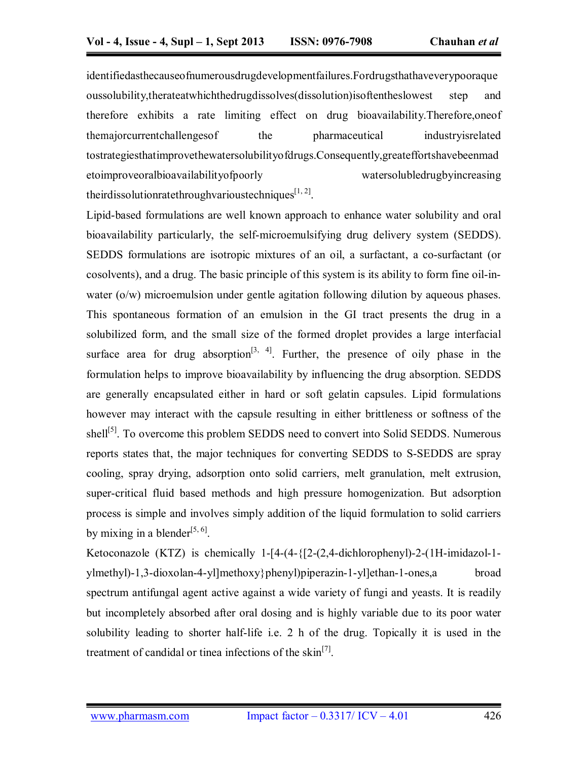identifiedasthecauseofnumerousdrugdevelopmentfailures.Fordrugsthathaveverypooraqueoussolubility,therateatwhichthedrugdissolves(dissolution)isoftentheslowest step and therefore exhibits a rate limiting effect on drug bioavailability.Therefore,oneof themajorcurrentchallengesof the pharmaceutical industryisrelated tostrategiesthatimprovethewatersolubilityofdrugs.Consequently,greateffortshavebeenmadetoimproveoralbioavailabilityofpoorly watersolubledrugbyincreasing theirdissolutionratethroughvarioustechniques[1, 2].

Lipid-based formulations are well known approach to enhance water solubility and oral bioavailability particularly, the self-microemulsifying drug delivery system (SEDDS). SEDDS formulations are isotropic mixtures of an oil, a surfactant, a co-surfactant (or cosolvents), and a drug. The basic principle of this system is its ability to form fine oil-in-water (o/w) microemulsion under gentle agitation following dilution by aqueous phases. This spontaneous formation of an emulsion in the GI tract presents the drug in a solubilized form, and the small size of the formed droplet provides a large interfacial surface area for drug absorption[3, 4]. Further, the presence of oily phase in the formulation helps to improve bioavailability by influencing the drug absorption. SEDDS are generally encapsulated either in hard or soft gelatin capsules. Lipid formulations however may interact with the capsule resulting in either brittleness or softness of the shell[5]. To overcome this problem SEDDS need to convert into Solid SEDDS. Numerous reports states that, the major techniques for converting SEDDS to S-SEDDS are spray cooling, spray drying, adsorption onto solid carriers, melt granulation, melt extrusion, super-critical fluid based methods and high pressure homogenization. But adsorption process is simple and involves simply addition of the liquid formulation to solid carriers by mixing in a blender[5, 6].

Ketoconazole (KTZ) is chemically 1-[4-(4-{[2-(2,4-dichlorophenyl)-2-(1H-imidazol-1-ylmethyl)-1,3-dioxolan-4-yl]methoxy}phenyl)piperazin-1-yl]ethan-1-ones,a broad spectrum antifungal agent active against a wide variety of fungi and yeasts. It is readily but incompletely absorbed after oral dosing and is highly variable due to its poor water solubility leading to shorter half-life i.e. 2 h of the drug. Topically it is used in the treatment of candidal or tinea infections of the skin[7].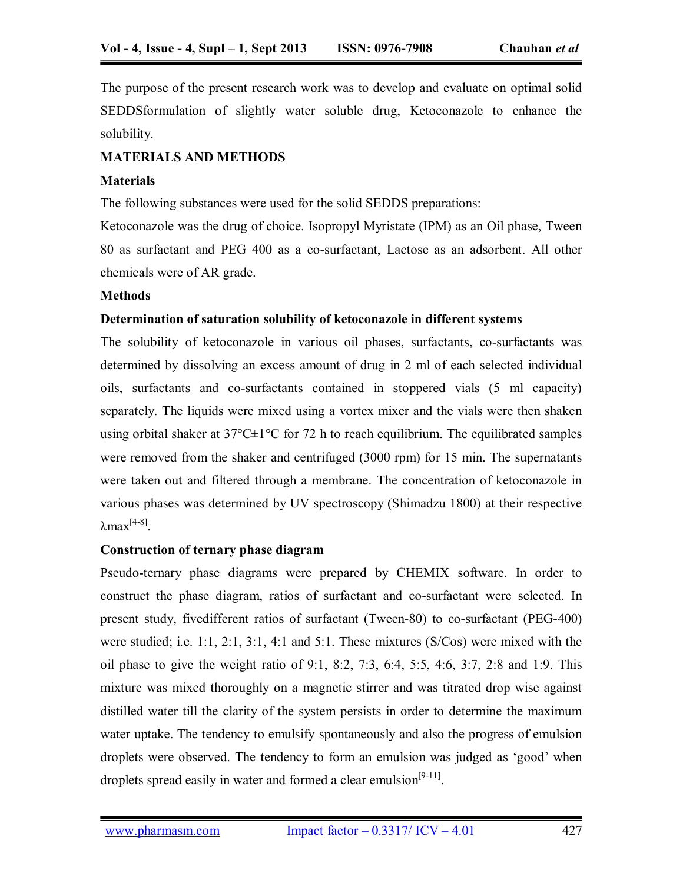The purpose of the present research work was to develop and evaluate on optimal solid SEDDSformulation of slightly water soluble drug, Ketoconazole to enhance the solubility.

## MATERIALS AND METHODS

### Materials

The following substances were used for the solid SEDDS preparations:

Ketoconazole was the drug of choice. Isopropyl Myristate (IPM) as an Oil phase, Tween 80 as surfactant and PEG 400 as a co-surfactant, Lactose as an adsorbent. All other chemicals were of AR grade.

### Methods

#### Determination of saturation solubility of ketoconazole in different systems

The solubility of ketoconazole in various oil phases, surfactants, co-surfactants was determined by dissolving an excess amount of drug in 2 ml of each selected individual oils, surfactants and co-surfactants contained in stoppered vials (5 ml capacity) separately. The liquids were mixed using a vortex mixer and the vials were then shaken using orbital shaker at 37°C±1°C for 72 h to reach equilibrium. The equilibrated samples were removed from the shaker and centrifuged (3000 rpm) for 15 min. The supernatants were taken out and filtered through a membrane. The concentration of ketoconazole in various phases was determined by UV spectroscopy (Shimadzu 1800) at their respective λmax[4-8].

#### Construction of ternary phase diagram

Pseudo-ternary phase diagrams were prepared by CHEMIX software. In order to construct the phase diagram, ratios of surfactant and co-surfactant were selected. In present study, fivedifferent ratios of surfactant (Tween-80) to co-surfactant (PEG-400) were studied; i.e. 1:1, 2:1, 3:1, 4:1 and 5:1. These mixtures (S/Cos) were mixed with the oil phase to give the weight ratio of 9:1, 8:2, 7:3, 6:4, 5:5, 4:6, 3:7, 2:8 and 1:9. This mixture was mixed thoroughly on a magnetic stirrer and was titrated drop wise against distilled water till the clarity of the system persists in order to determine the maximum water uptake. The tendency to emulsify spontaneously and also the progress of emulsion droplets were observed. The tendency to form an emulsion was judged as 'good' when droplets spread easily in water and formed a clear emulsion[9-11].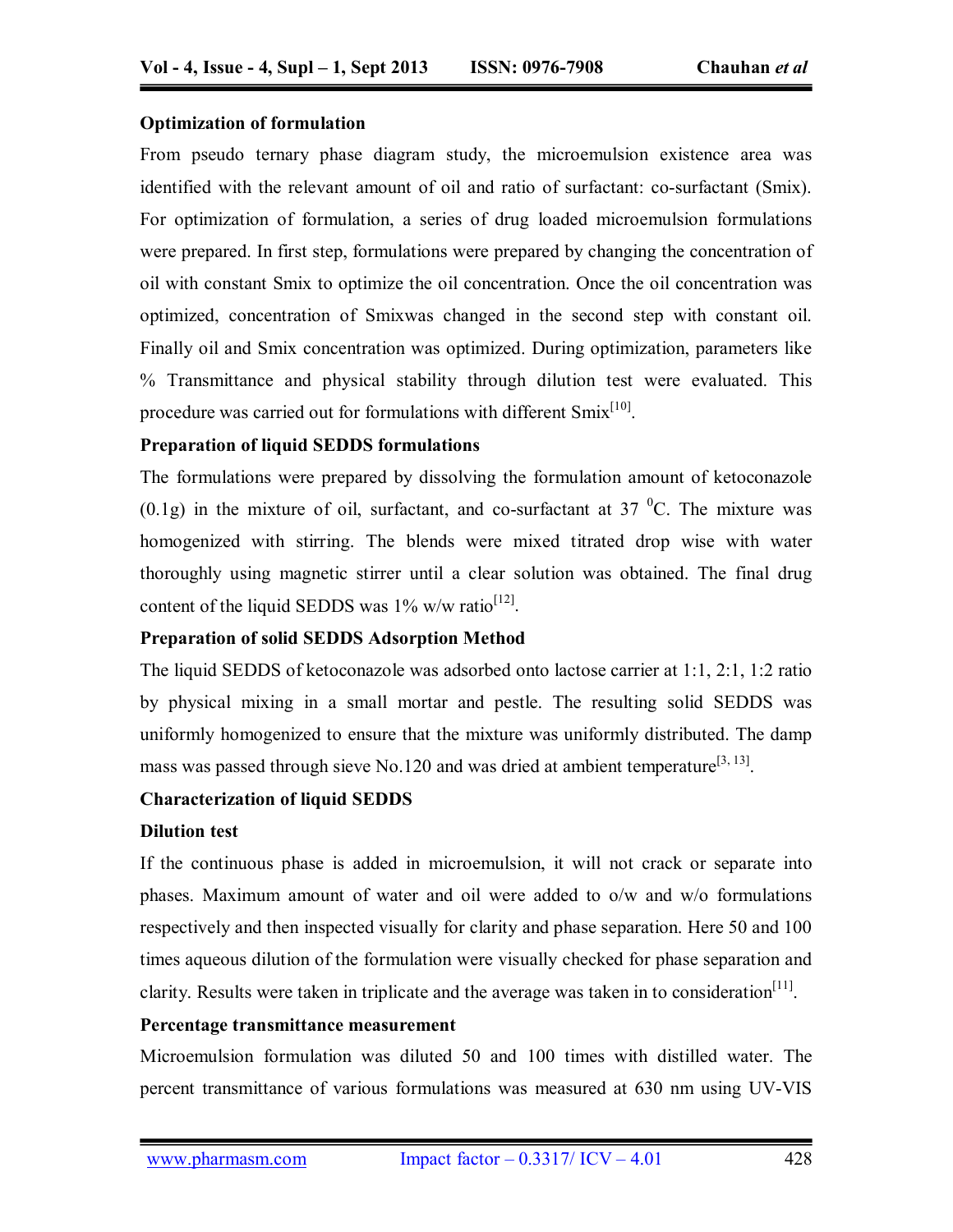**Optimization of formulation**

From pseudo ternary phase diagram study, the microemulsion existence area was identified with the relevant amount of oil and ratio of surfactant: co-surfactant (Smix). For optimization of formulation, a series of drug loaded microemulsion formulations were prepared. In first step, formulations were prepared by changing the concentration of oil with constant Smix to optimize the oil concentration. Once the oil concentration was optimized, concentration of Smixwas changed in the second step with constant oil. Finally oil and Smix concentration was optimized. During optimization, parameters like % Transmittance and physical stability through dilution test were evaluated. This procedure was carried out for formulations with different Smix[10].

**Preparation of liquid SEDDS formulations**

The formulations were prepared by dissolving the formulation amount of ketoconazole (0.1g) in the mixture of oil, surfactant, and co-surfactant at 37 $^{0}$C. The mixture was homogenized with stirring. The blends were mixed titrated drop wise with water thoroughly using magnetic stirrer until a clear solution was obtained. The final drug content of the liquid SEDDS was 1% w/w ratio[12].

**Preparation of solid SEDDS Adsorption Method**

The liquid SEDDS of ketoconazole was adsorbed onto lactose carrier at 1:1, 2:1, 1:2 ratio by physical mixing in a small mortar and pestle. The resulting solid SEDDS was uniformly homogenized to ensure that the mixture was uniformly distributed. The damp mass was passed through sieve No.120 and was dried at ambient temperature[3, 13].

**Characterization of liquid SEDDS**

**Dilution test**

If the continuous phase is added in microemulsion, it will not crack or separate into phases. Maximum amount of water and oil were added to o/w and w/o formulations respectively and then inspected visually for clarity and phase separation. Here 50 and 100 times aqueous dilution of the formulation were visually checked for phase separation and clarity. Results were taken in triplicate and the average was taken in to consideration[11].

**Percentage transmittance measurement**

Microemulsion formulation was diluted 50 and 100 times with distilled water. The percent transmittance of various formulations was measured at 630 nm using UV-VIS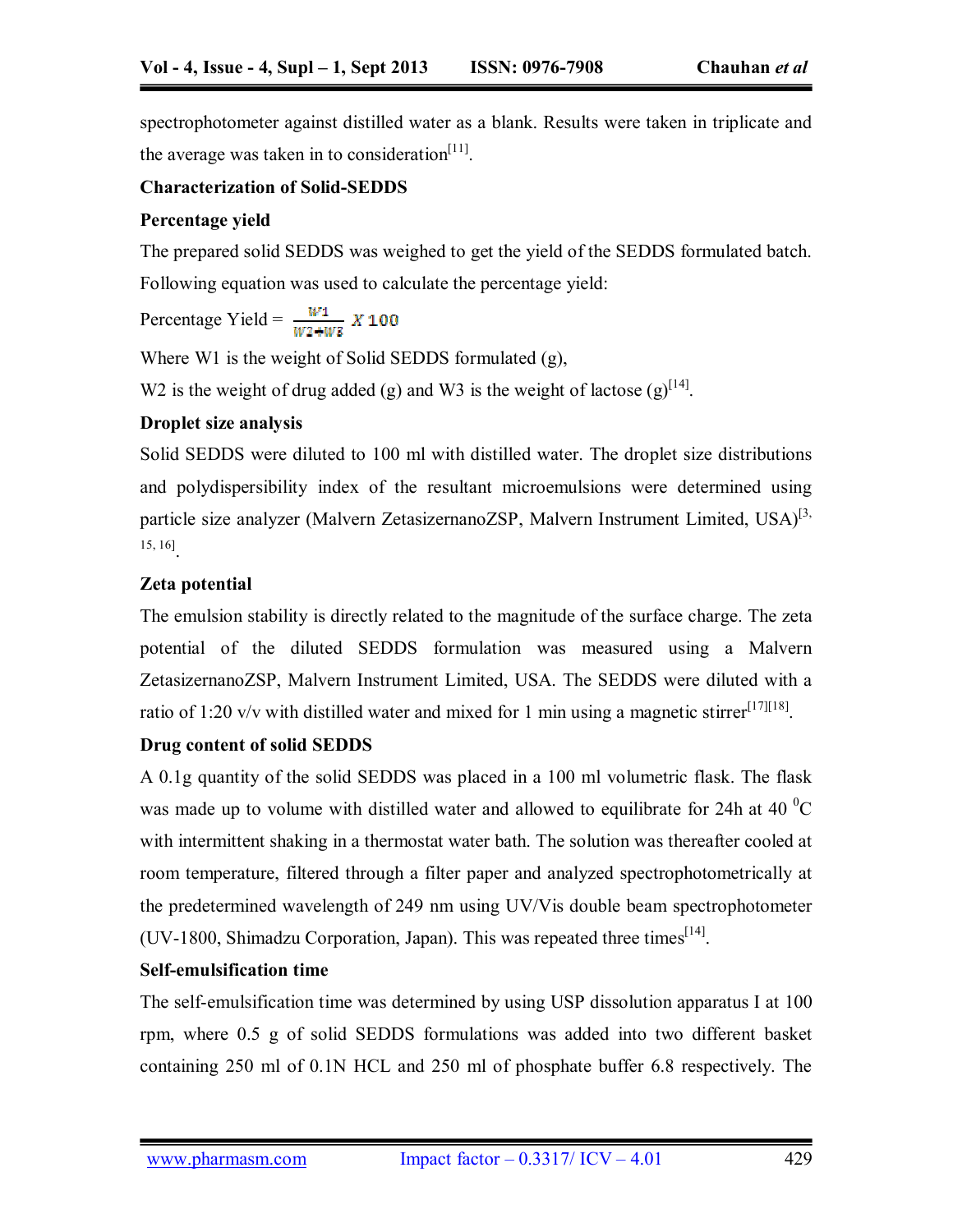spectrophotometer against distilled water as a blank. Results were taken in triplicate and the average was taken in to consideration[11].

**Characterization of Solid-SEDDS**

**Percentage yield**

The prepared solid SEDDS was weighed to get the yield of the SEDDS formulated batch. Following equation was used to calculate the percentage yield:

$$\text{Percentage Yield} = \frac{W1}{W2+W3} X\,100$$

Where W1 is the weight of Solid SEDDS formulated (g),

W2 is the weight of drug added (g) and W3 is the weight of lactose (g)[14].

**Droplet size analysis**

Solid SEDDS were diluted to 100 ml with distilled water. The droplet size distributions and polydispersibility index of the resultant microemulsions were determined using particle size analyzer (Malvern ZetasizernanoZSP, Malvern Instrument Limited, USA)[3, 15, 16].

**Zeta potential**

The emulsion stability is directly related to the magnitude of the surface charge. The zeta potential of the diluted SEDDS formulation was measured using a Malvern ZetasizernanoZSP, Malvern Instrument Limited, USA. The SEDDS were diluted with a ratio of 1:20 v/v with distilled water and mixed for 1 min using a magnetic stirrer[17][18].

**Drug content of solid SEDDS**

A 0.1g quantity of the solid SEDDS was placed in a 100 ml volumetric flask. The flask was made up to volume with distilled water and allowed to equilibrate for 24h at 40 $^0$C with intermittent shaking in a thermostat water bath. The solution was thereafter cooled at room temperature, filtered through a filter paper and analyzed spectrophotometrically at the predetermined wavelength of 249 nm using UV/Vis double beam spectrophotometer (UV-1800, Shimadzu Corporation, Japan). This was repeated three times[14].

**Self-emulsification time**

The self-emulsification time was determined by using USP dissolution apparatus I at 100 rpm, where 0.5 g of solid SEDDS formulations was added into two different basket containing 250 ml of 0.1N HCL and 250 ml of phosphate buffer 6.8 respectively. The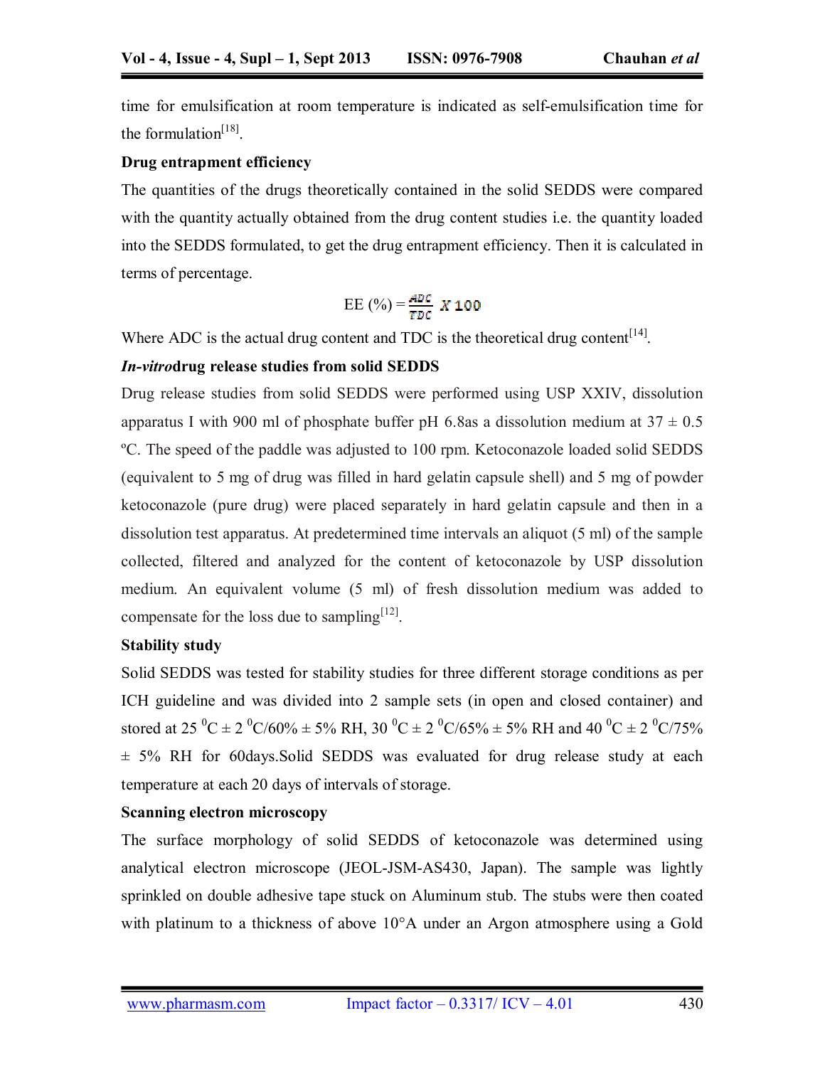time for emulsification at room temperature is indicated as self-emulsification time for the formulation[18].

**Drug entrapment efficiency**

The quantities of the drugs theoretically contained in the solid SEDDS were compared with the quantity actually obtained from the drug content studies i.e. the quantity loaded into the SEDDS formulated, to get the drug entrapment efficiency. Then it is calculated in terms of percentage.

$$\text{EE (\%)} = \frac{ADC}{TDC} \times 100$$

Where ADC is the actual drug content and TDC is the theoretical drug content[14].

***In-vitro*drug release studies from solid SEDDS**

Drug release studies from solid SEDDS were performed using USP XXIV, dissolution apparatus I with 900 ml of phosphate buffer pH 6.8as a dissolution medium at 37 ± 0.5 ºC. The speed of the paddle was adjusted to 100 rpm. Ketoconazole loaded solid SEDDS (equivalent to 5 mg of drug was filled in hard gelatin capsule shell) and 5 mg of powder ketoconazole (pure drug) were placed separately in hard gelatin capsule and then in a dissolution test apparatus. At predetermined time intervals an aliquot (5 ml) of the sample collected, filtered and analyzed for the content of ketoconazole by USP dissolution medium. An equivalent volume (5 ml) of fresh dissolution medium was added to compensate for the loss due to sampling[12].

**Stability study**

Solid SEDDS was tested for stability studies for three different storage conditions as per ICH guideline and was divided into 2 sample sets (in open and closed container) and stored at 25 $^0$C ± 2 $^0$C/60% ± 5% RH, 30 $^0$C ± 2 $^0$C/65% ± 5% RH and 40 $^0$C ± 2 $^0$C/75% ± 5% RH for 60days.Solid SEDDS was evaluated for drug release study at each temperature at each 20 days of intervals of storage.

**Scanning electron microscopy**

The surface morphology of solid SEDDS of ketoconazole was determined using analytical electron microscope (JEOL-JSM-AS430, Japan). The sample was lightly sprinkled on double adhesive tape stuck on Aluminum stub. The stubs were then coated with platinum to a thickness of above 10°A under an Argon atmosphere using a Gold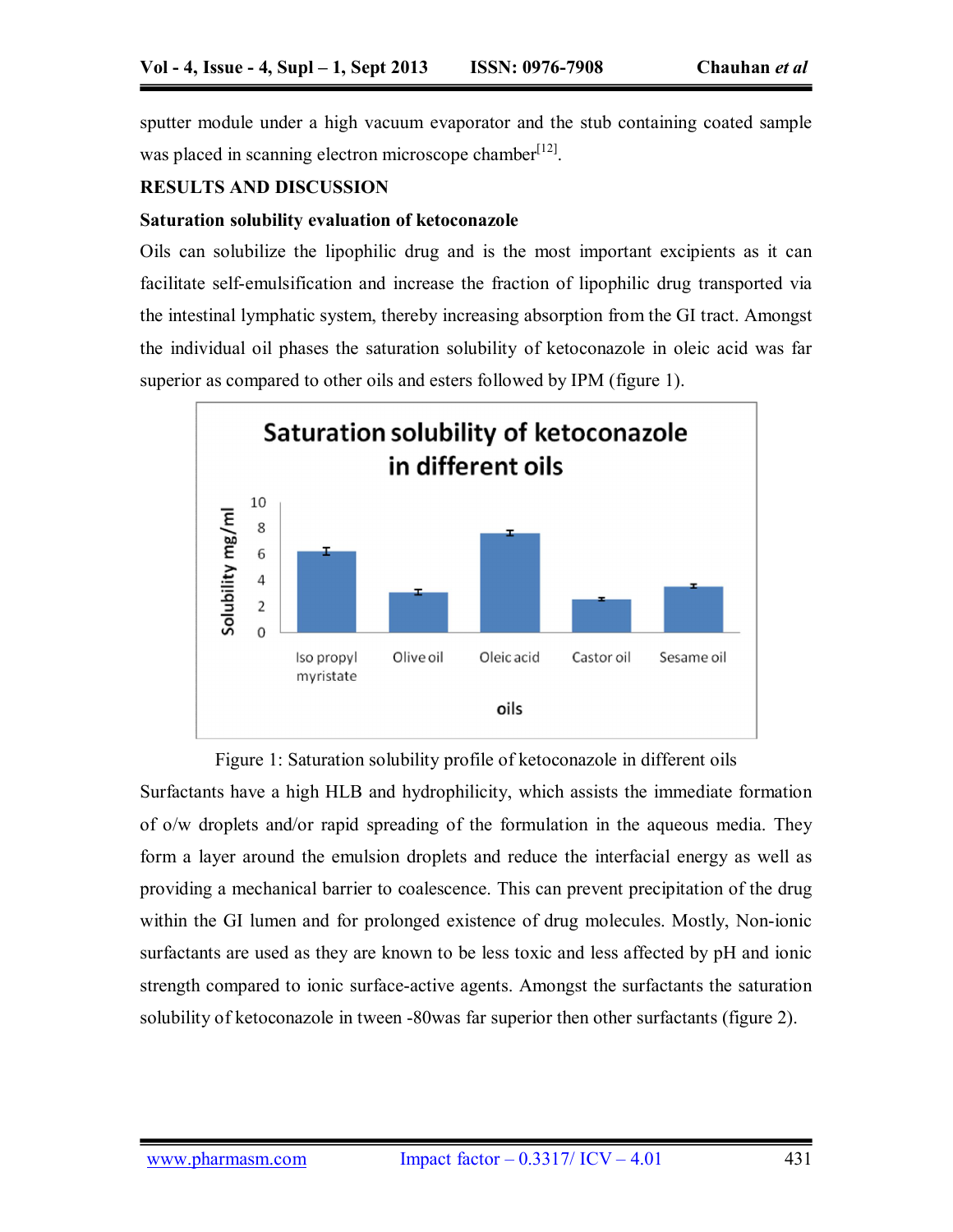sputter module under a high vacuum evaporator and the stub containing coated sample was placed in scanning electron microscope chamber[12].

## RESULTS AND DISCUSSION

### Saturation solubility evaluation of ketoconazole

Oils can solubilize the lipophilic drug and is the most important excipients as it can facilitate self-emulsification and increase the fraction of lipophilic drug transported via the intestinal lymphatic system, thereby increasing absorption from the GI tract. Amongst the individual oil phases the saturation solubility of ketoconazole in oleic acid was far superior as compared to other oils and esters followed by IPM (figure 1).

Figure 1: Saturation solubility profile of ketoconazole in different oils

Surfactants have a high HLB and hydrophilicity, which assists the immediate formation of o/w droplets and/or rapid spreading of the formulation in the aqueous media. They form a layer around the emulsion droplets and reduce the interfacial energy as well as providing a mechanical barrier to coalescence. This can prevent precipitation of the drug within the GI lumen and for prolonged existence of drug molecules. Mostly, Non-ionic surfactants are used as they are known to be less toxic and less affected by pH and ionic strength compared to ionic surface-active agents. Amongst the surfactants the saturation solubility of ketoconazole in tween -80was far superior then other surfactants (figure 2).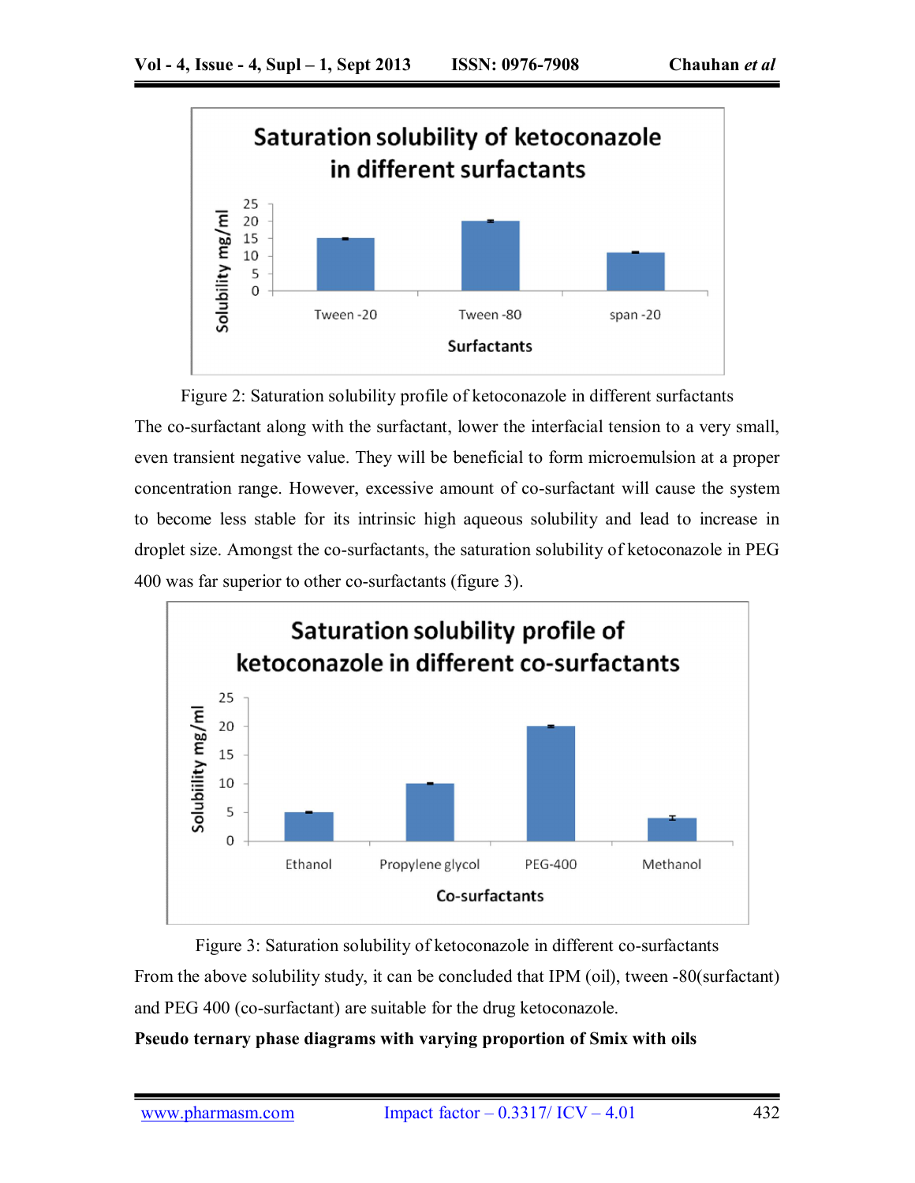Figure 2: Saturation solubility profile of ketoconazole in different surfactants

The co-surfactant along with the surfactant, lower the interfacial tension to a very small, even transient negative value. They will be beneficial to form microemulsion at a proper concentration range. However, excessive amount of co-surfactant will cause the system to become less stable for its intrinsic high aqueous solubility and lead to increase in droplet size. Amongst the co-surfactants, the saturation solubility of ketoconazole in PEG 400 was far superior to other co-surfactants (figure 3).

Figure 3: Saturation solubility of ketoconazole in different co-surfactants

From the above solubility study, it can be concluded that IPM (oil), tween -80(surfactant) and PEG 400 (co-surfactant) are suitable for the drug ketoconazole.

**Pseudo ternary phase diagrams with varying proportion of Smix with oils**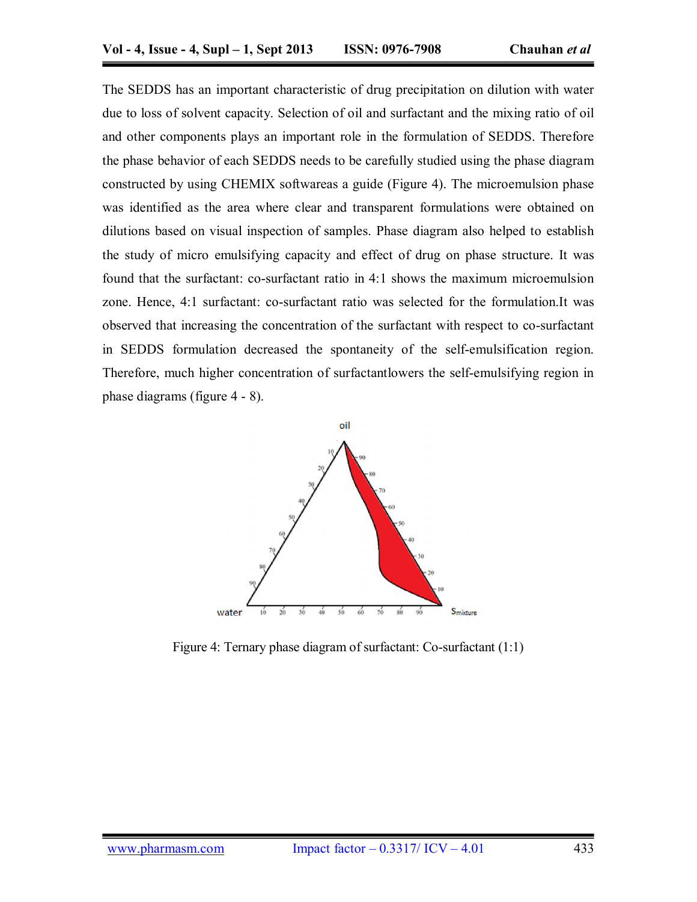The SEDDS has an important characteristic of drug precipitation on dilution with water due to loss of solvent capacity. Selection of oil and surfactant and the mixing ratio of oil and other components plays an important role in the formulation of SEDDS. Therefore the phase behavior of each SEDDS needs to be carefully studied using the phase diagram constructed by using CHEMIX softwareas a guide (Figure 4). The microemulsion phase was identified as the area where clear and transparent formulations were obtained on dilutions based on visual inspection of samples. Phase diagram also helped to establish the study of micro emulsifying capacity and effect of drug on phase structure. It was found that the surfactant: co-surfactant ratio in 4:1 shows the maximum microemulsion zone. Hence, 4:1 surfactant: co-surfactant ratio was selected for the formulation.It was observed that increasing the concentration of the surfactant with respect to co-surfactant in SEDDS formulation decreased the spontaneity of the self-emulsification region. Therefore, much higher concentration of surfactantlowers the self-emulsifying region in phase diagrams (figure 4 - 8).

Figure 4: Ternary phase diagram of surfactant: Co-surfactant (1:1)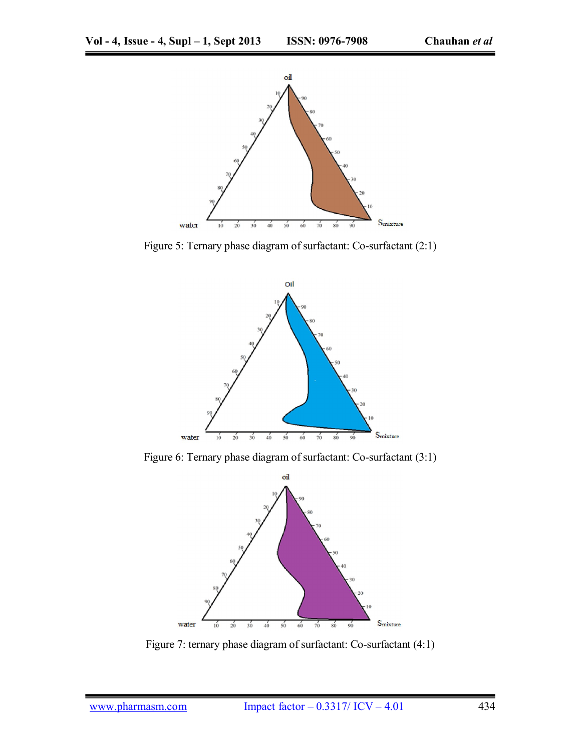Figure 5: Ternary phase diagram of surfactant: Co-surfactant (2:1)

Figure 6: Ternary phase diagram of surfactant: Co-surfactant (3:1)

Figure 7: ternary phase diagram of surfactant: Co-surfactant (4:1)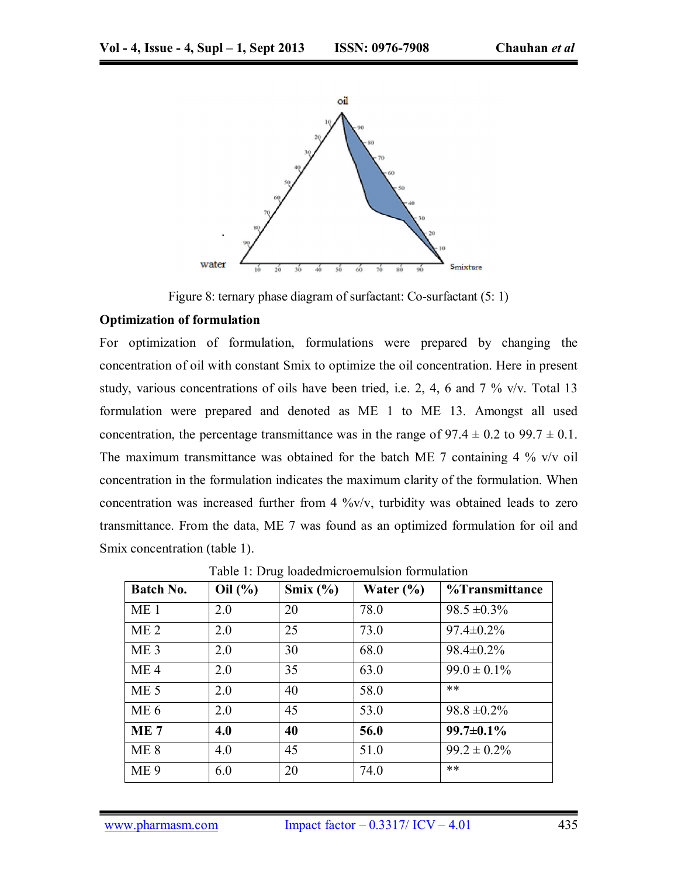Figure 8: ternary phase diagram of surfactant: Co-surfactant (5: 1)

**Optimization of formulation**

For optimization of formulation, formulations were prepared by changing the concentration of oil with constant Smix to optimize the oil concentration. Here in present study, various concentrations of oils have been tried, i.e. 2, 4, 6 and 7 % v/v. Total 13 formulation were prepared and denoted as ME 1 to ME 13. Amongst all used concentration, the percentage transmittance was in the range of 97.4 ± 0.2 to 99.7 ± 0.1. The maximum transmittance was obtained for the batch ME 7 containing 4 % v/v oil concentration in the formulation indicates the maximum clarity of the formulation. When concentration was increased further from 4 %v/v, turbidity was obtained leads to zero transmittance. From the data, ME 7 was found as an optimized formulation for oil and Smix concentration (table 1).

Table 1: Drug loadedmicroemulsion formulation

| Batch No. | Oil (%) | Smix (%) | Water (%) | %Transmittance |
|---|---|---|---|---|
| ME 1 | 2.0 | 20 | 78.0 | 98.5 ±0.3% |
| ME 2 | 2.0 | 25 | 73.0 | 97.4±0.2% |
| ME 3 | 2.0 | 30 | 68.0 | 98.4±0.2% |
| ME 4 | 2.0 | 35 | 63.0 | 99.0 ± 0.1% |
| ME 5 | 2.0 | 40 | 58.0 | ** |
| ME 6 | 2.0 | 45 | 53.0 | 98.8 ±0.2% |
| **ME 7** | **4.0** | **40** | **56.0** | **99.7±0.1%** |
| ME 8 | 4.0 | 45 | 51.0 | 99.2 ± 0.2% |
| ME 9 | 6.0 | 20 | 74.0 | ** |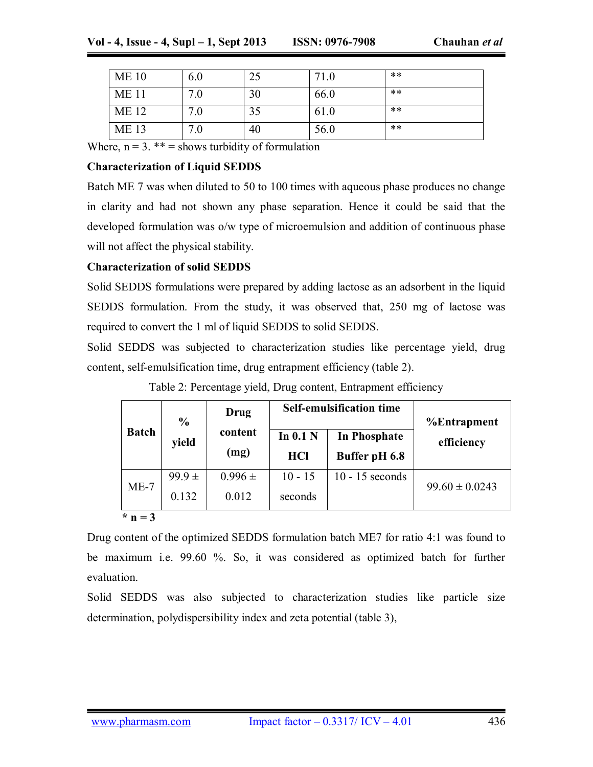| ME 10 | 6.0 | 25 | 71.0 | ** |
|---|---|---|---|---|
| ME 11 | 7.0 | 30 | 66.0 | ** |
| ME 12 | 7.0 | 35 | 61.0 | ** |
| ME 13 | 7.0 | 40 | 56.0 | ** |

Where, n = 3. ** = shows turbidity of formulation

**Characterization of Liquid SEDDS**

Batch ME 7 was when diluted to 50 to 100 times with aqueous phase produces no change in clarity and had not shown any phase separation. Hence it could be said that the developed formulation was o/w type of microemulsion and addition of continuous phase will not affect the physical stability.

**Characterization of solid SEDDS**

Solid SEDDS formulations were prepared by adding lactose as an adsorbent in the liquid SEDDS formulation. From the study, it was observed that, 250 mg of lactose was required to convert the 1 ml of liquid SEDDS to solid SEDDS.

Solid SEDDS was subjected to characterization studies like percentage yield, drug content, self-emulsification time, drug entrapment efficiency (table 2).

Table 2: Percentage yield, Drug content, Entrapment efficiency

| Batch | % yield | Drug content (mg) | Self-emulsification time | | %Entrapment efficiency |
|---|---|---|---|---|---|
| | | | In 0.1 N HCl | In Phosphate Buffer pH 6.8 | |
| ME-7 | 99.9 ± 0.132 | 0.996 ± 0.012 | 10 - 15 seconds | 10 - 15 seconds | 99.60 ± 0.0243 |

**\* n = 3**

Drug content of the optimized SEDDS formulation batch ME7 for ratio 4:1 was found to be maximum i.e. 99.60 %. So, it was considered as optimized batch for further evaluation.

Solid SEDDS was also subjected to characterization studies like particle size determination, polydispersibility index and zeta potential (table 3),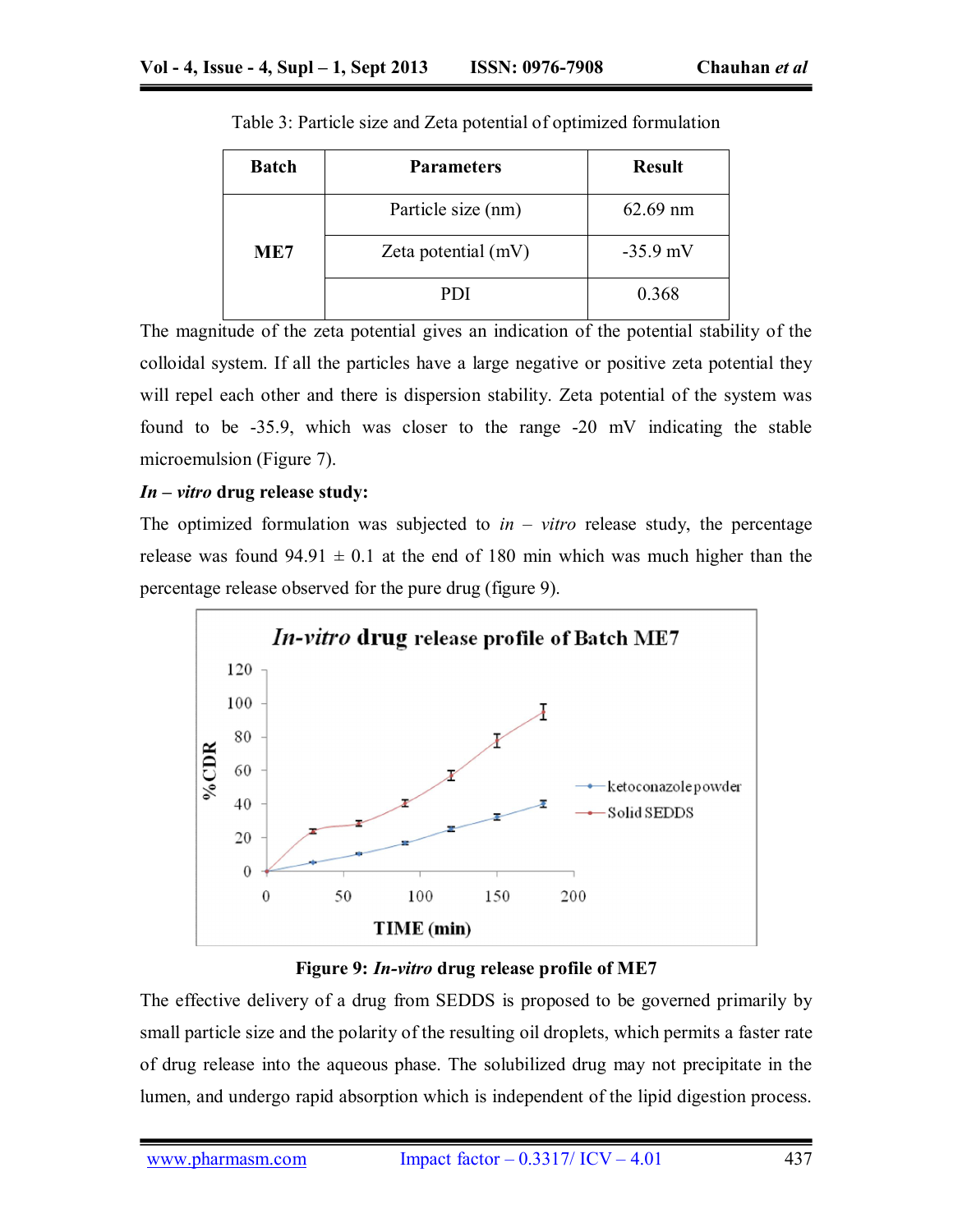Table 3: Particle size and Zeta potential of optimized formulation

| Batch | Parameters | Result |
|---|---|---|
| **ME7** | Particle size (nm) | 62.69 nm |
| | Zeta potential (mV) | -35.9 mV |
| | PDI | 0.368 |

The magnitude of the zeta potential gives an indication of the potential stability of the colloidal system. If all the particles have a large negative or positive zeta potential they will repel each other and there is dispersion stability. Zeta potential of the system was found to be -35.9, which was closer to the range -20 mV indicating the stable microemulsion (Figure 7).

***In – vitro* drug release study:**

The optimized formulation was subjected to *in – vitro* release study, the percentage release was found 94.91 ± 0.1 at the end of 180 min which was much higher than the percentage release observed for the pure drug (figure 9).

**Figure 9: *In-vitro* drug release profile of ME7**

The effective delivery of a drug from SEDDS is proposed to be governed primarily by small particle size and the polarity of the resulting oil droplets, which permits a faster rate of drug release into the aqueous phase. The solubilized drug may not precipitate in the lumen, and undergo rapid absorption which is independent of the lipid digestion process.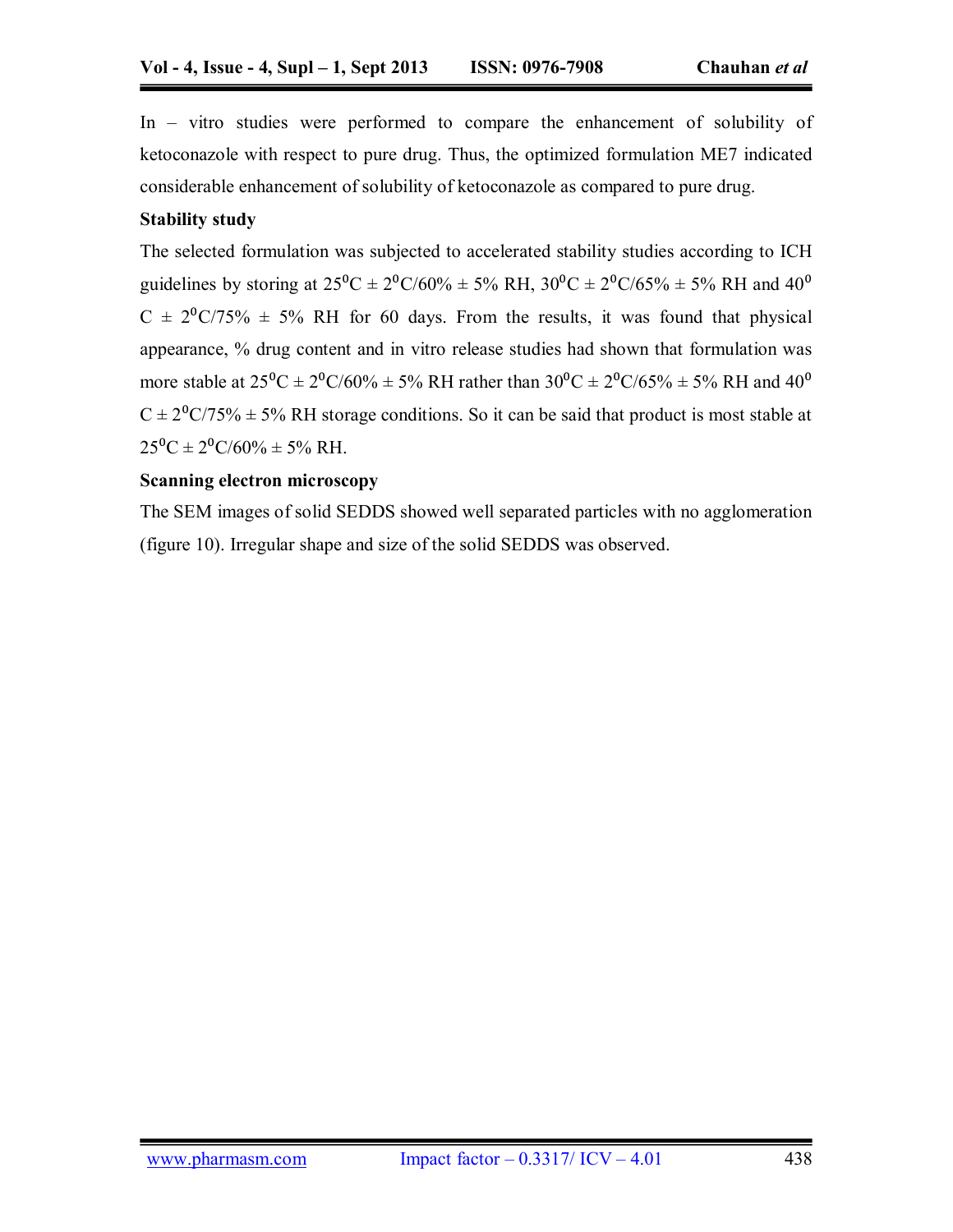In – vitro studies were performed to compare the enhancement of solubility of ketoconazole with respect to pure drug. Thus, the optimized formulation ME7 indicated considerable enhancement of solubility of ketoconazole as compared to pure drug.

**Stability study**

The selected formulation was subjected to accelerated stability studies according to ICH guidelines by storing at $25^0C \pm 2^0C/60\% \pm 5\%$ RH, $30^0C \pm 2^0C/65\% \pm 5\%$ RH and $40^0 C \pm 2^0C/75\% \pm 5\%$ RH for 60 days. From the results, it was found that physical appearance, % drug content and in vitro release studies had shown that formulation was more stable at $25^0C \pm 2^0C/60\% \pm 5\%$ RH rather than $30^0C \pm 2^0C/65\% \pm 5\%$ RH and $40^0 C \pm 2^0C/75\% \pm 5\%$ RH storage conditions. So it can be said that product is most stable at $25^0C \pm 2^0C/60\% \pm 5\%$ RH.

**Scanning electron microscopy**

The SEM images of solid SEDDS showed well separated particles with no agglomeration (figure 10). Irregular shape and size of the solid SEDDS was observed.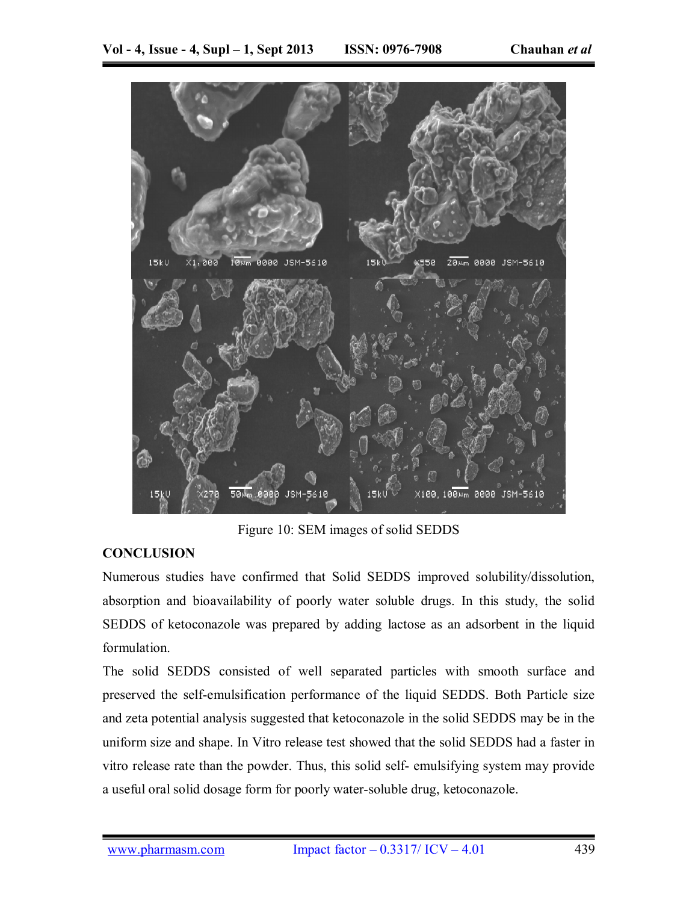Figure 10: SEM images of solid SEDDS

## CONCLUSION

Numerous studies have confirmed that Solid SEDDS improved solubility/dissolution, absorption and bioavailability of poorly water soluble drugs. In this study, the solid SEDDS of ketoconazole was prepared by adding lactose as an adsorbent in the liquid formulation.

The solid SEDDS consisted of well separated particles with smooth surface and preserved the self-emulsification performance of the liquid SEDDS. Both Particle size and zeta potential analysis suggested that ketoconazole in the solid SEDDS may be in the uniform size and shape. In Vitro release test showed that the solid SEDDS had a faster in vitro release rate than the powder. Thus, this solid self- emulsifying system may provide a useful oral solid dosage form for poorly water-soluble drug, ketoconazole.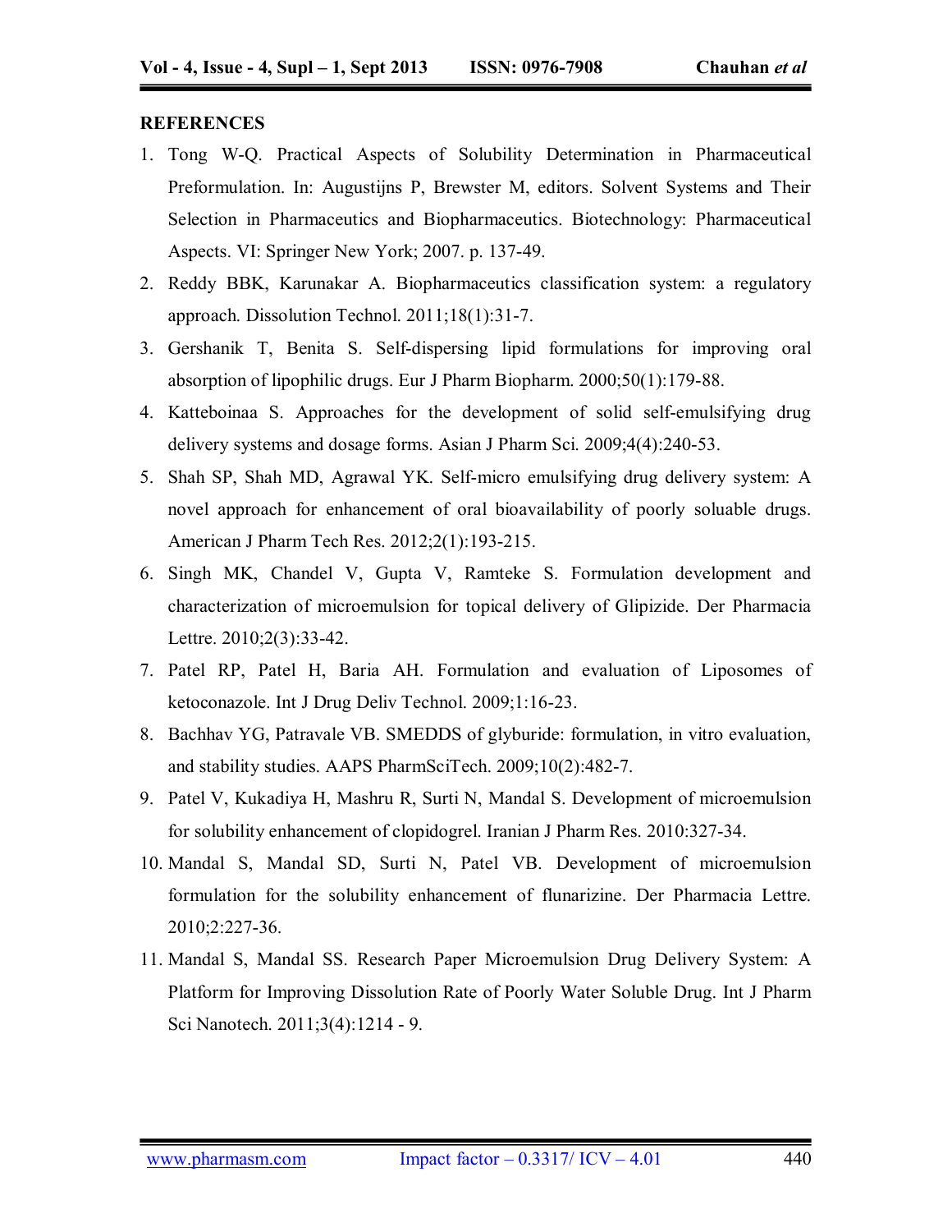**REFERENCES**

1. Tong W-Q. Practical Aspects of Solubility Determination in Pharmaceutical Preformulation. In: Augustijns P, Brewster M, editors. Solvent Systems and Their Selection in Pharmaceutics and Biopharmaceutics. Biotechnology: Pharmaceutical Aspects. VI: Springer New York; 2007. p. 137-49.
2. Reddy BBK, Karunakar A. Biopharmaceutics classification system: a regulatory approach. Dissolution Technol. 2011;18(1):31-7.
3. Gershanik T, Benita S. Self-dispersing lipid formulations for improving oral absorption of lipophilic drugs. Eur J Pharm Biopharm. 2000;50(1):179-88.
4. Katteboinaa S. Approaches for the development of solid self-emulsifying drug delivery systems and dosage forms. Asian J Pharm Sci. 2009;4(4):240-53.
5. Shah SP, Shah MD, Agrawal YK. Self-micro emulsifying drug delivery system: A novel approach for enhancement of oral bioavailability of poorly soluable drugs. American J Pharm Tech Res. 2012;2(1):193-215.
6. Singh MK, Chandel V, Gupta V, Ramteke S. Formulation development and characterization of microemulsion for topical delivery of Glipizide. Der Pharmacia Lettre. 2010;2(3):33-42.
7. Patel RP, Patel H, Baria AH. Formulation and evaluation of Liposomes of ketoconazole. Int J Drug Deliv Technol. 2009;1:16-23.
8. Bachhav YG, Patravale VB. SMEDDS of glyburide: formulation, in vitro evaluation, and stability studies. AAPS PharmSciTech. 2009;10(2):482-7.
9. Patel V, Kukadiya H, Mashru R, Surti N, Mandal S. Development of microemulsion for solubility enhancement of clopidogrel. Iranian J Pharm Res. 2010:327-34.
10. Mandal S, Mandal SD, Surti N, Patel VB. Development of microemulsion formulation for the solubility enhancement of flunarizine. Der Pharmacia Lettre. 2010;2:227-36.
11. Mandal S, Mandal SS. Research Paper Microemulsion Drug Delivery System: A Platform for Improving Dissolution Rate of Poorly Water Soluble Drug. Int J Pharm Sci Nanotech. 2011;3(4):1214 - 9.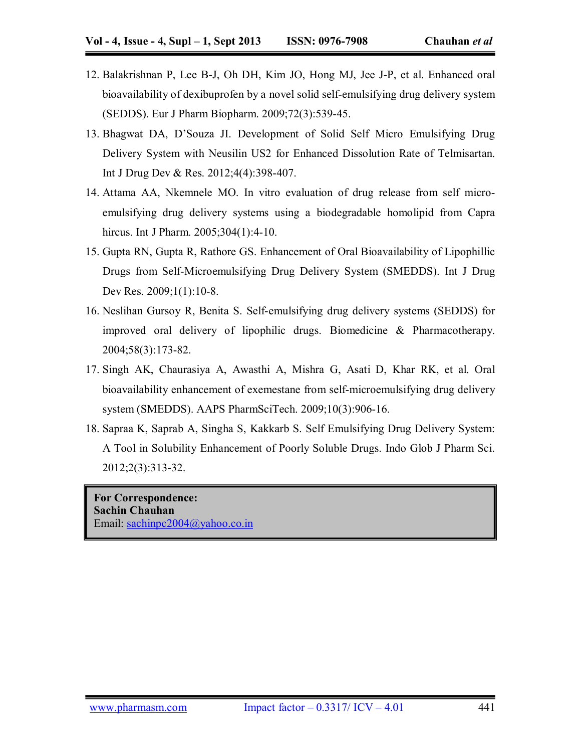12. Balakrishnan P, Lee B-J, Oh DH, Kim JO, Hong MJ, Jee J-P, et al. Enhanced oral bioavailability of dexibuprofen by a novel solid self-emulsifying drug delivery system (SEDDS). Eur J Pharm Biopharm. 2009;72(3):539-45.
13. Bhagwat DA, D'Souza JI. Development of Solid Self Micro Emulsifying Drug Delivery System with Neusilin US2 for Enhanced Dissolution Rate of Telmisartan. Int J Drug Dev & Res. 2012;4(4):398-407.
14. Attama AA, Nkemnele MO. In vitro evaluation of drug release from self micro-emulsifying drug delivery systems using a biodegradable homolipid from Capra hircus. Int J Pharm. 2005;304(1):4-10.
15. Gupta RN, Gupta R, Rathore GS. Enhancement of Oral Bioavailability of Lipophillic Drugs from Self-Microemulsifying Drug Delivery System (SMEDDS). Int J Drug Dev Res. 2009;1(1):10-8.
16. Neslihan Gursoy R, Benita S. Self-emulsifying drug delivery systems (SEDDS) for improved oral delivery of lipophilic drugs. Biomedicine & Pharmacotherapy. 2004;58(3):173-82.
17. Singh AK, Chaurasiya A, Awasthi A, Mishra G, Asati D, Khar RK, et al. Oral bioavailability enhancement of exemestane from self-microemulsifying drug delivery system (SMEDDS). AAPS PharmSciTech. 2009;10(3):906-16.
18. Sapraa K, Saprab A, Singha S, Kakkarb S. Self Emulsifying Drug Delivery System: A Tool in Solubility Enhancement of Poorly Soluble Drugs. Indo Glob J Pharm Sci. 2012;2(3):313-32.

**For Correspondence:**
**Sachin Chauhan**
Email: sachinpc2004@yahoo.co.in